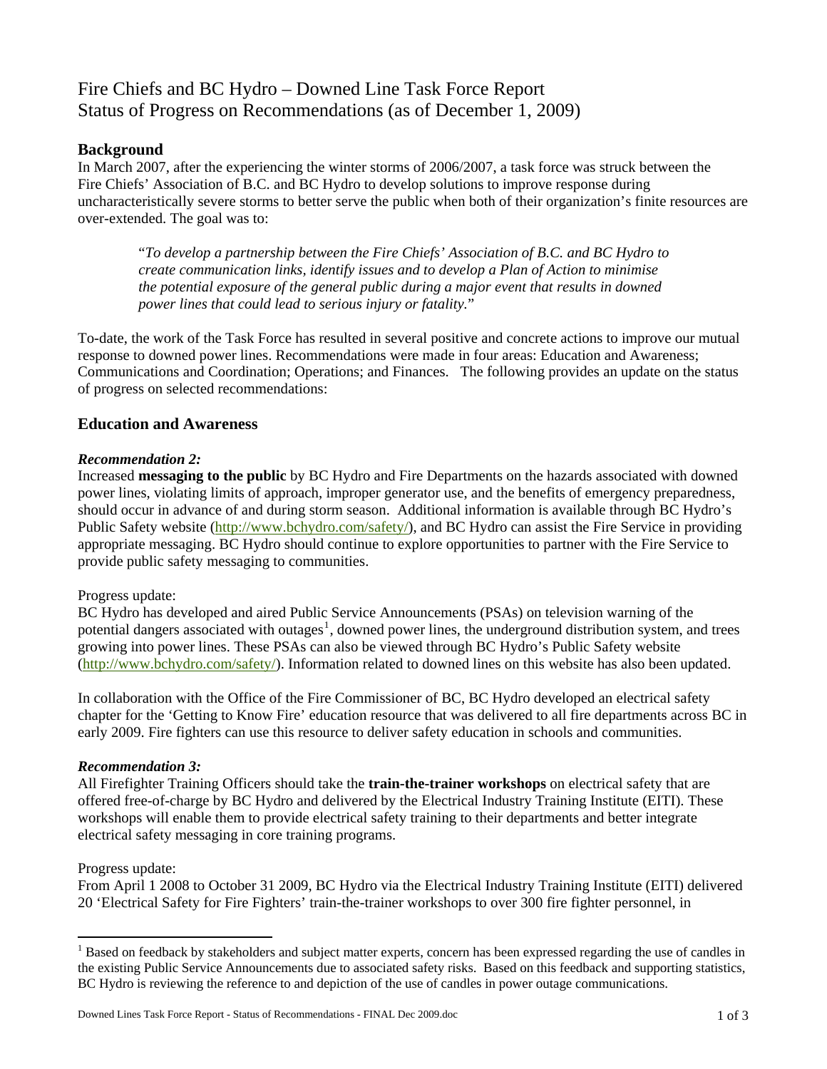# Fire Chiefs and BC Hydro – Downed Line Task Force Report
# Status of Progress on Recommendations (as of December 1, 2009)

## Background

In March 2007, after the experiencing the winter storms of 2006/2007, a task force was struck between the Fire Chiefs' Association of B.C. and BC Hydro to develop solutions to improve response during uncharacteristically severe storms to better serve the public when both of their organization's finite resources are over-extended. The goal was to:

> "*To develop a partnership between the Fire Chiefs' Association of B.C. and BC Hydro to create communication links, identify issues and to develop a Plan of Action to minimise the potential exposure of the general public during a major event that results in downed power lines that could lead to serious injury or fatality.*"

To-date, the work of the Task Force has resulted in several positive and concrete actions to improve our mutual response to downed power lines. Recommendations were made in four areas: Education and Awareness; Communications and Coordination; Operations; and Finances. The following provides an update on the status of progress on selected recommendations:

## Education and Awareness

***Recommendation 2:***

Increased **messaging to the public** by BC Hydro and Fire Departments on the hazards associated with downed power lines, violating limits of approach, improper generator use, and the benefits of emergency preparedness, should occur in advance of and during storm season. Additional information is available through BC Hydro's Public Safety website (http://www.bchydro.com/safety/), and BC Hydro can assist the Fire Service in providing appropriate messaging. BC Hydro should continue to explore opportunities to partner with the Fire Service to provide public safety messaging to communities.

Progress update:

BC Hydro has developed and aired Public Service Announcements (PSAs) on television warning of the potential dangers associated with outages[1], downed power lines, the underground distribution system, and trees growing into power lines. These PSAs can also be viewed through BC Hydro's Public Safety website (http://www.bchydro.com/safety/). Information related to downed lines on this website has also been updated.

In collaboration with the Office of the Fire Commissioner of BC, BC Hydro developed an electrical safety chapter for the 'Getting to Know Fire' education resource that was delivered to all fire departments across BC in early 2009. Fire fighters can use this resource to deliver safety education in schools and communities.

***Recommendation 3:***

All Firefighter Training Officers should take the **train-the-trainer workshops** on electrical safety that are offered free-of-charge by BC Hydro and delivered by the Electrical Industry Training Institute (EITI). These workshops will enable them to provide electrical safety training to their departments and better integrate electrical safety messaging in core training programs.

Progress update:

From April 1 2008 to October 31 2009, BC Hydro via the Electrical Industry Training Institute (EITI) delivered 20 'Electrical Safety for Fire Fighters' train-the-trainer workshops to over 300 fire fighter personnel, in

---

[1] Based on feedback by stakeholders and subject matter experts, concern has been expressed regarding the use of candles in the existing Public Service Announcements due to associated safety risks. Based on this feedback and supporting statistics, BC Hydro is reviewing the reference to and depiction of the use of candles in power outage communications.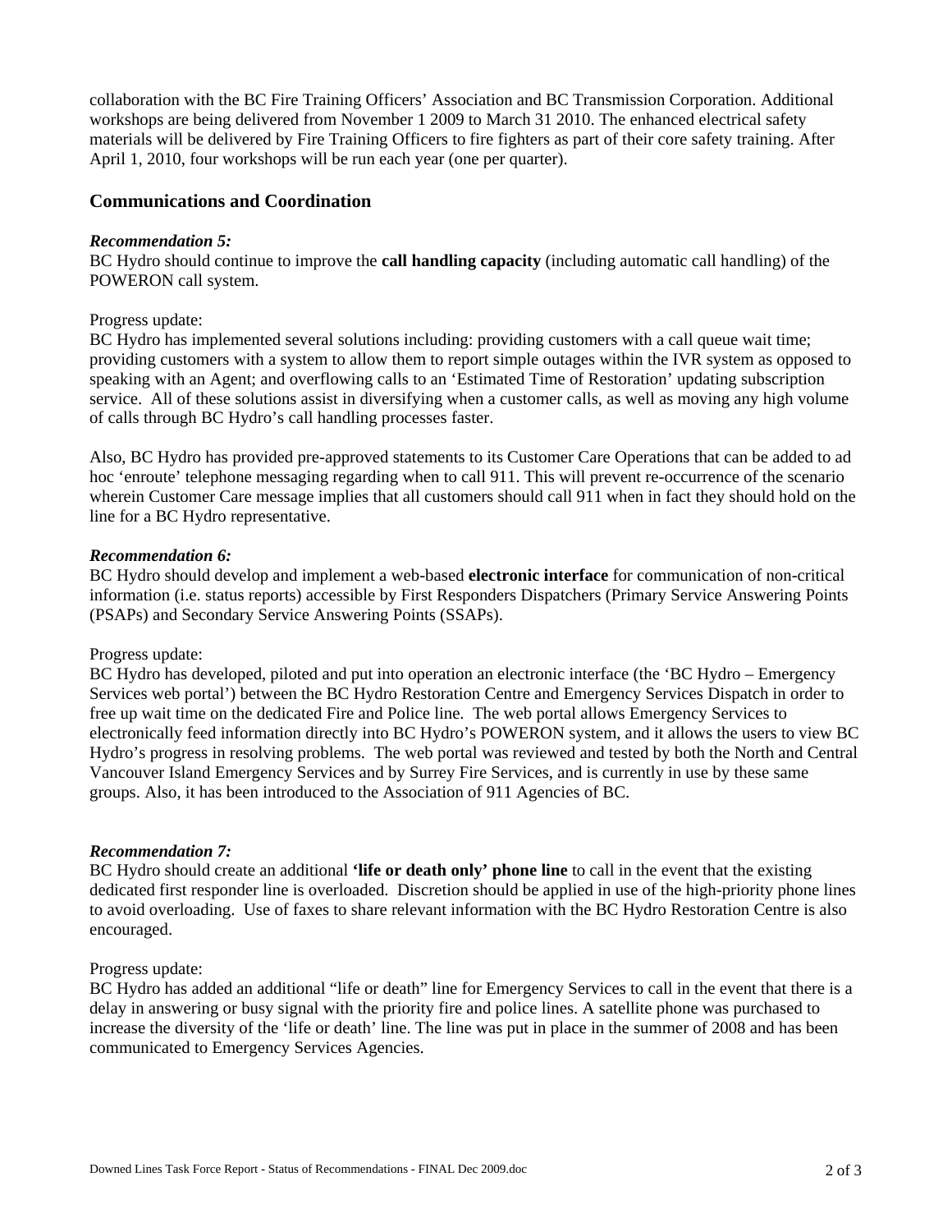collaboration with the BC Fire Training Officers' Association and BC Transmission Corporation. Additional workshops are being delivered from November 1 2009 to March 31 2010. The enhanced electrical safety materials will be delivered by Fire Training Officers to fire fighters as part of their core safety training. After April 1, 2010, four workshops will be run each year (one per quarter).

## Communications and Coordination

***Recommendation 5:***
BC Hydro should continue to improve the **call handling capacity** (including automatic call handling) of the POWERON call system.

Progress update:
BC Hydro has implemented several solutions including: providing customers with a call queue wait time; providing customers with a system to allow them to report simple outages within the IVR system as opposed to speaking with an Agent; and overflowing calls to an 'Estimated Time of Restoration' updating subscription service. All of these solutions assist in diversifying when a customer calls, as well as moving any high volume of calls through BC Hydro's call handling processes faster.

Also, BC Hydro has provided pre-approved statements to its Customer Care Operations that can be added to ad hoc 'enroute' telephone messaging regarding when to call 911. This will prevent re-occurrence of the scenario wherein Customer Care message implies that all customers should call 911 when in fact they should hold on the line for a BC Hydro representative.

***Recommendation 6:***
BC Hydro should develop and implement a web-based **electronic interface** for communication of non-critical information (i.e. status reports) accessible by First Responders Dispatchers (Primary Service Answering Points (PSAPs) and Secondary Service Answering Points (SSAPs).

Progress update:
BC Hydro has developed, piloted and put into operation an electronic interface (the 'BC Hydro – Emergency Services web portal') between the BC Hydro Restoration Centre and Emergency Services Dispatch in order to free up wait time on the dedicated Fire and Police line. The web portal allows Emergency Services to electronically feed information directly into BC Hydro's POWERON system, and it allows the users to view BC Hydro's progress in resolving problems. The web portal was reviewed and tested by both the North and Central Vancouver Island Emergency Services and by Surrey Fire Services, and is currently in use by these same groups. Also, it has been introduced to the Association of 911 Agencies of BC.

***Recommendation 7:***
BC Hydro should create an additional **'life or death only' phone line** to call in the event that the existing dedicated first responder line is overloaded. Discretion should be applied in use of the high-priority phone lines to avoid overloading. Use of faxes to share relevant information with the BC Hydro Restoration Centre is also encouraged.

Progress update:
BC Hydro has added an additional "life or death" line for Emergency Services to call in the event that there is a delay in answering or busy signal with the priority fire and police lines. A satellite phone was purchased to increase the diversity of the 'life or death' line. The line was put in place in the summer of 2008 and has been communicated to Emergency Services Agencies.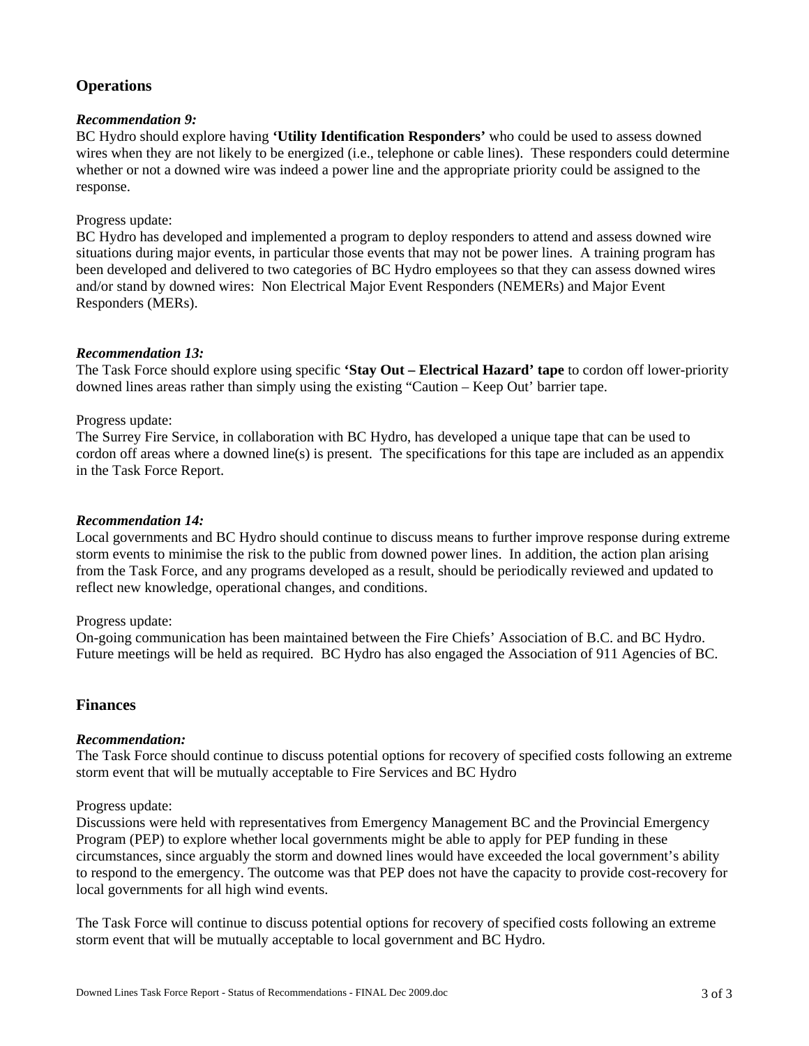## Operations

***Recommendation 9:***
BC Hydro should explore having **'Utility Identification Responders'** who could be used to assess downed wires when they are not likely to be energized (i.e., telephone or cable lines). These responders could determine whether or not a downed wire was indeed a power line and the appropriate priority could be assigned to the response.

Progress update:
BC Hydro has developed and implemented a program to deploy responders to attend and assess downed wire situations during major events, in particular those events that may not be power lines. A training program has been developed and delivered to two categories of BC Hydro employees so that they can assess downed wires and/or stand by downed wires: Non Electrical Major Event Responders (NEMERs) and Major Event Responders (MERs).

***Recommendation 13:***
The Task Force should explore using specific **'Stay Out – Electrical Hazard' tape** to cordon off lower-priority downed lines areas rather than simply using the existing "Caution – Keep Out' barrier tape.

Progress update:
The Surrey Fire Service, in collaboration with BC Hydro, has developed a unique tape that can be used to cordon off areas where a downed line(s) is present. The specifications for this tape are included as an appendix in the Task Force Report.

***Recommendation 14:***
Local governments and BC Hydro should continue to discuss means to further improve response during extreme storm events to minimise the risk to the public from downed power lines. In addition, the action plan arising from the Task Force, and any programs developed as a result, should be periodically reviewed and updated to reflect new knowledge, operational changes, and conditions.

Progress update:
On-going communication has been maintained between the Fire Chiefs' Association of B.C. and BC Hydro. Future meetings will be held as required. BC Hydro has also engaged the Association of 911 Agencies of BC.

## Finances

***Recommendation:***
The Task Force should continue to discuss potential options for recovery of specified costs following an extreme storm event that will be mutually acceptable to Fire Services and BC Hydro

Progress update:
Discussions were held with representatives from Emergency Management BC and the Provincial Emergency Program (PEP) to explore whether local governments might be able to apply for PEP funding in these circumstances, since arguably the storm and downed lines would have exceeded the local government's ability to respond to the emergency. The outcome was that PEP does not have the capacity to provide cost-recovery for local governments for all high wind events.

The Task Force will continue to discuss potential options for recovery of specified costs following an extreme storm event that will be mutually acceptable to local government and BC Hydro.